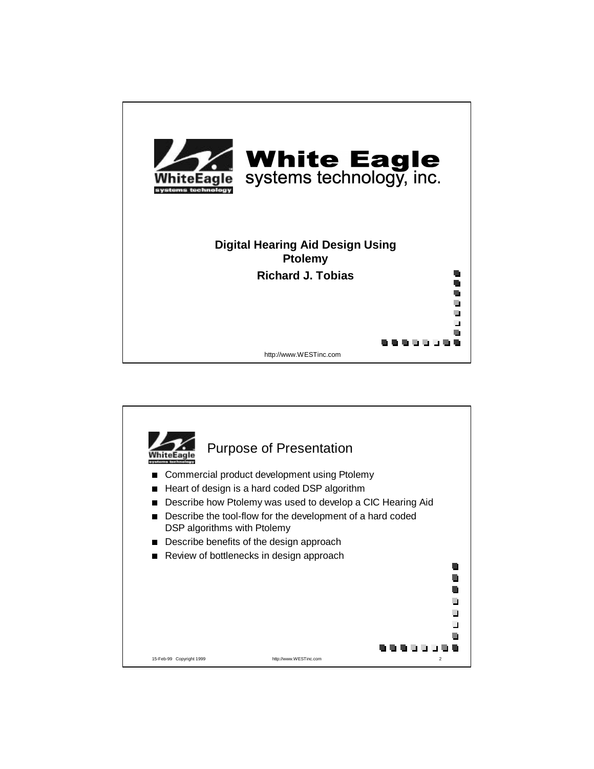# White Eagle systems technology, inc.

## Digital Hearing Aid Design Using Ptolemy

**Richard J. Tobias**

http://www.WESTinc.com

## Purpose of Presentation

- Commercial product development using Ptolemy
- Heart of design is a hard coded DSP algorithm
- Describe how Ptolemy was used to develop a CIC Hearing Aid
- Describe the tool-flow for the development of a hard coded DSP algorithms with Ptolemy
- Describe benefits of the design approach
- Review of bottlenecks in design approach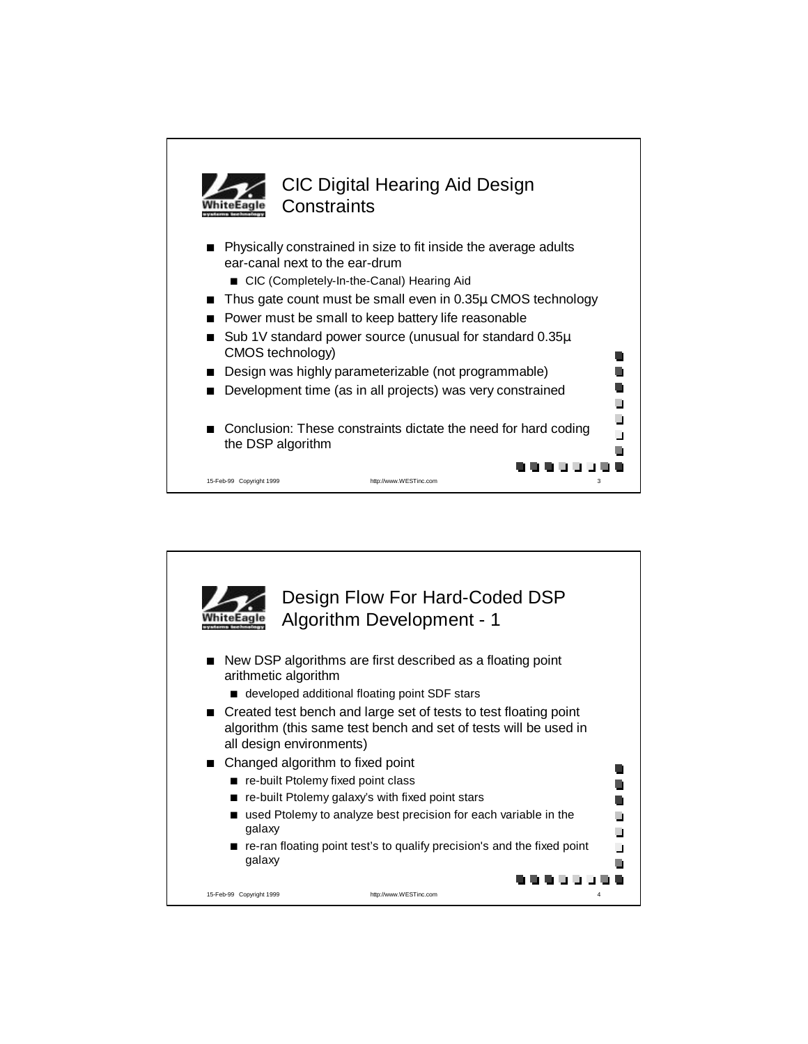## CIC Digital Hearing Aid Design Constraints

- Physically constrained in size to fit inside the average adults ear-canal next to the ear-drum
  - CIC (Completely-In-the-Canal) Hearing Aid
- Thus gate count must be small even in 0.35µ CMOS technology
- Power must be small to keep battery life reasonable
- Sub 1V standard power source (unusual for standard 0.35µ CMOS technology)
- Design was highly parameterizable (not programmable)
- Development time (as in all projects) was very constrained
- Conclusion: These constraints dictate the need for hard coding the DSP algorithm

## Design Flow For Hard-Coded DSP Algorithm Development - 1

- New DSP algorithms are first described as a floating point arithmetic algorithm
  - developed additional floating point SDF stars
- Created test bench and large set of tests to test floating point algorithm (this same test bench and set of tests will be used in all design environments)
- Changed algorithm to fixed point
  - re-built Ptolemy fixed point class
  - re-built Ptolemy galaxy's with fixed point stars
  - used Ptolemy to analyze best precision for each variable in the galaxy
  - re-ran floating point test's to qualify precision's and the fixed point galaxy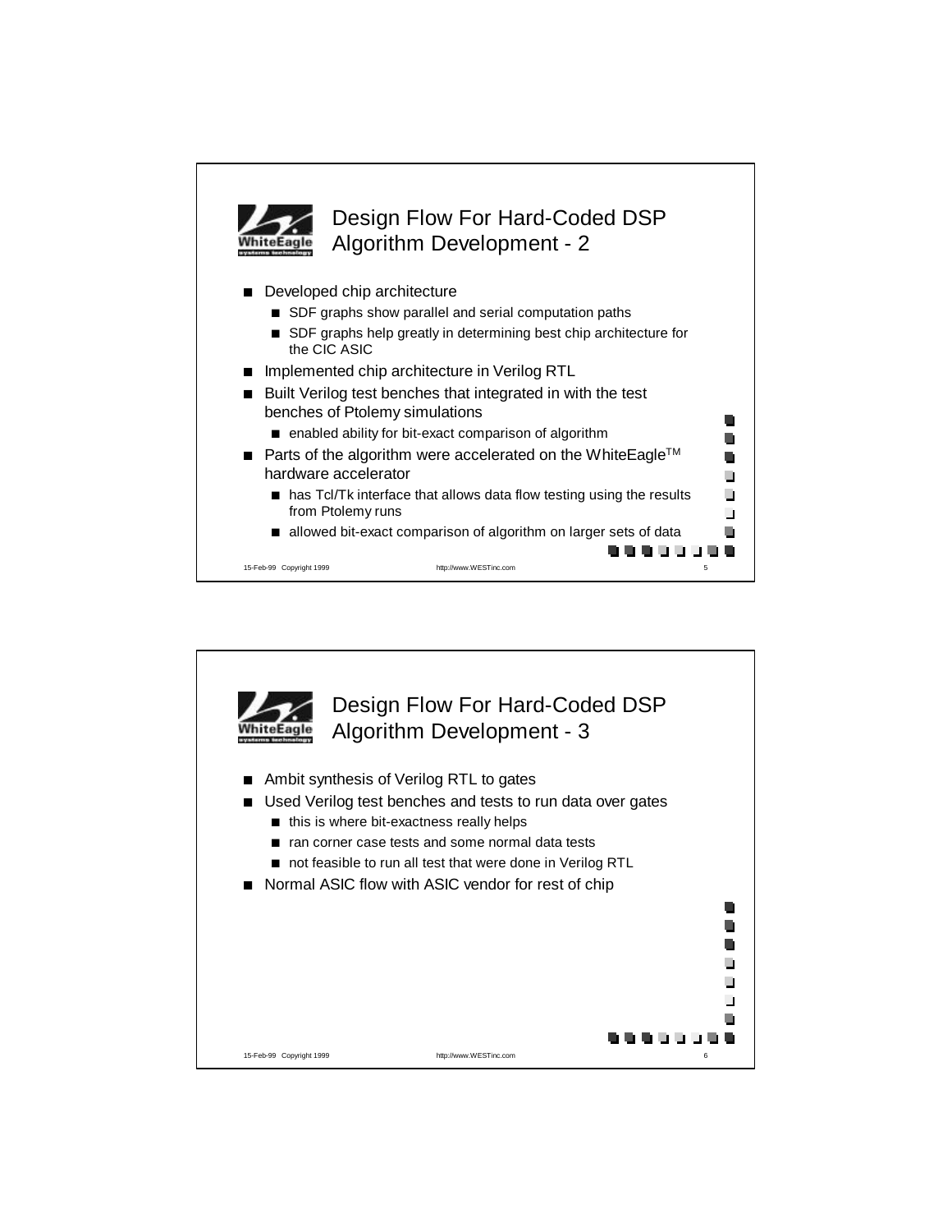## Design Flow For Hard-Coded DSP Algorithm Development - 2

- Developed chip architecture
  - SDF graphs show parallel and serial computation paths
  - SDF graphs help greatly in determining best chip architecture for the CIC ASIC
- Implemented chip architecture in Verilog RTL
- Built Verilog test benches that integrated in with the test benches of Ptolemy simulations
  - enabled ability for bit-exact comparison of algorithm
- Parts of the algorithm were accelerated on the WhiteEagle™ hardware accelerator
  - has Tcl/Tk interface that allows data flow testing using the results from Ptolemy runs
  - allowed bit-exact comparison of algorithm on larger sets of data

## Design Flow For Hard-Coded DSP Algorithm Development - 3

- Ambit synthesis of Verilog RTL to gates
- Used Verilog test benches and tests to run data over gates
  - this is where bit-exactness really helps
  - ran corner case tests and some normal data tests
  - not feasible to run all test that were done in Verilog RTL
- Normal ASIC flow with ASIC vendor for rest of chip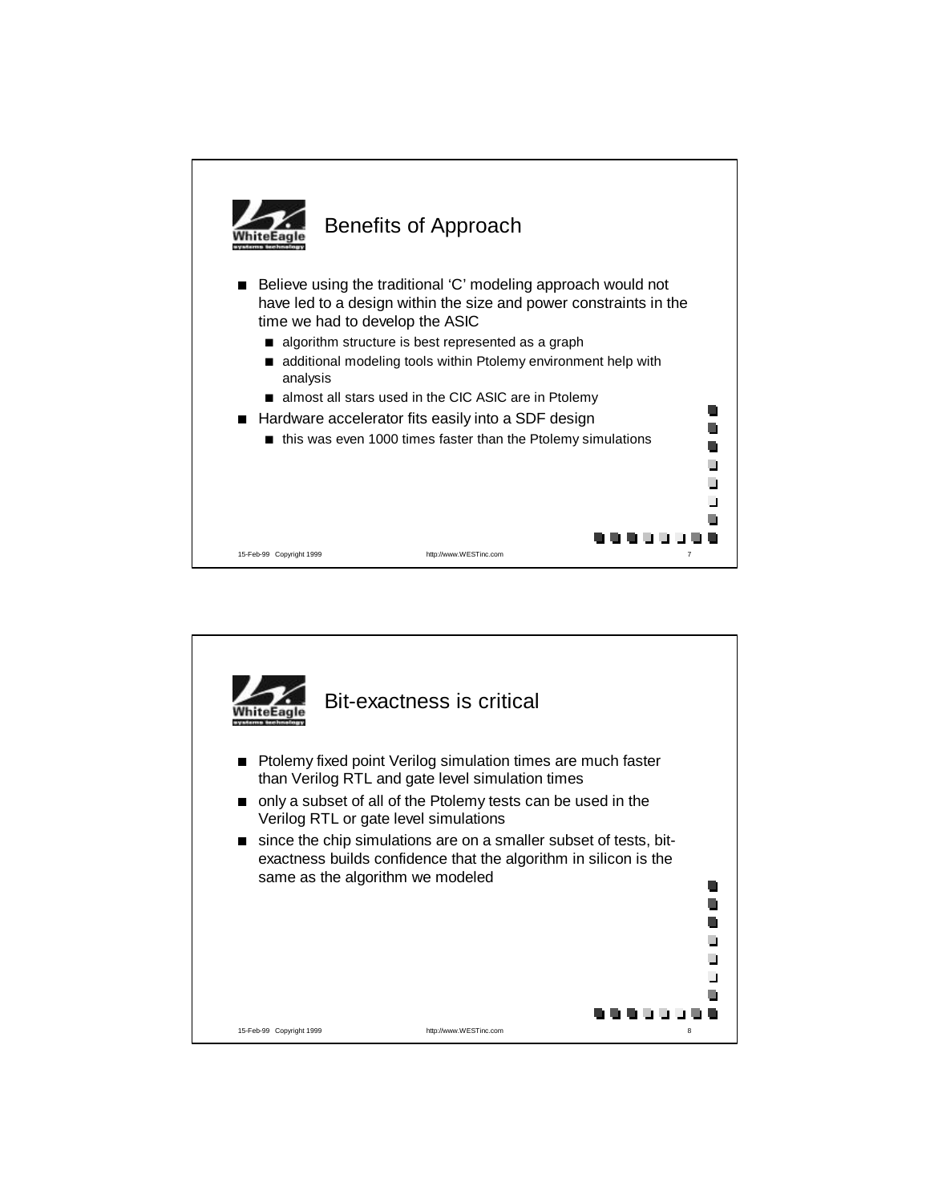## Benefits of Approach

- Believe using the traditional 'C' modeling approach would not have led to a design within the size and power constraints in the time we had to develop the ASIC
  - algorithm structure is best represented as a graph
  - additional modeling tools within Ptolemy environment help with analysis
  - almost all stars used in the CIC ASIC are in Ptolemy
- Hardware accelerator fits easily into a SDF design
  - this was even 1000 times faster than the Ptolemy simulations

## Bit-exactness is critical

- Ptolemy fixed point Verilog simulation times are much faster than Verilog RTL and gate level simulation times
- only a subset of all of the Ptolemy tests can be used in the Verilog RTL or gate level simulations
- since the chip simulations are on a smaller subset of tests, bit-exactness builds confidence that the algorithm in silicon is the same as the algorithm we modeled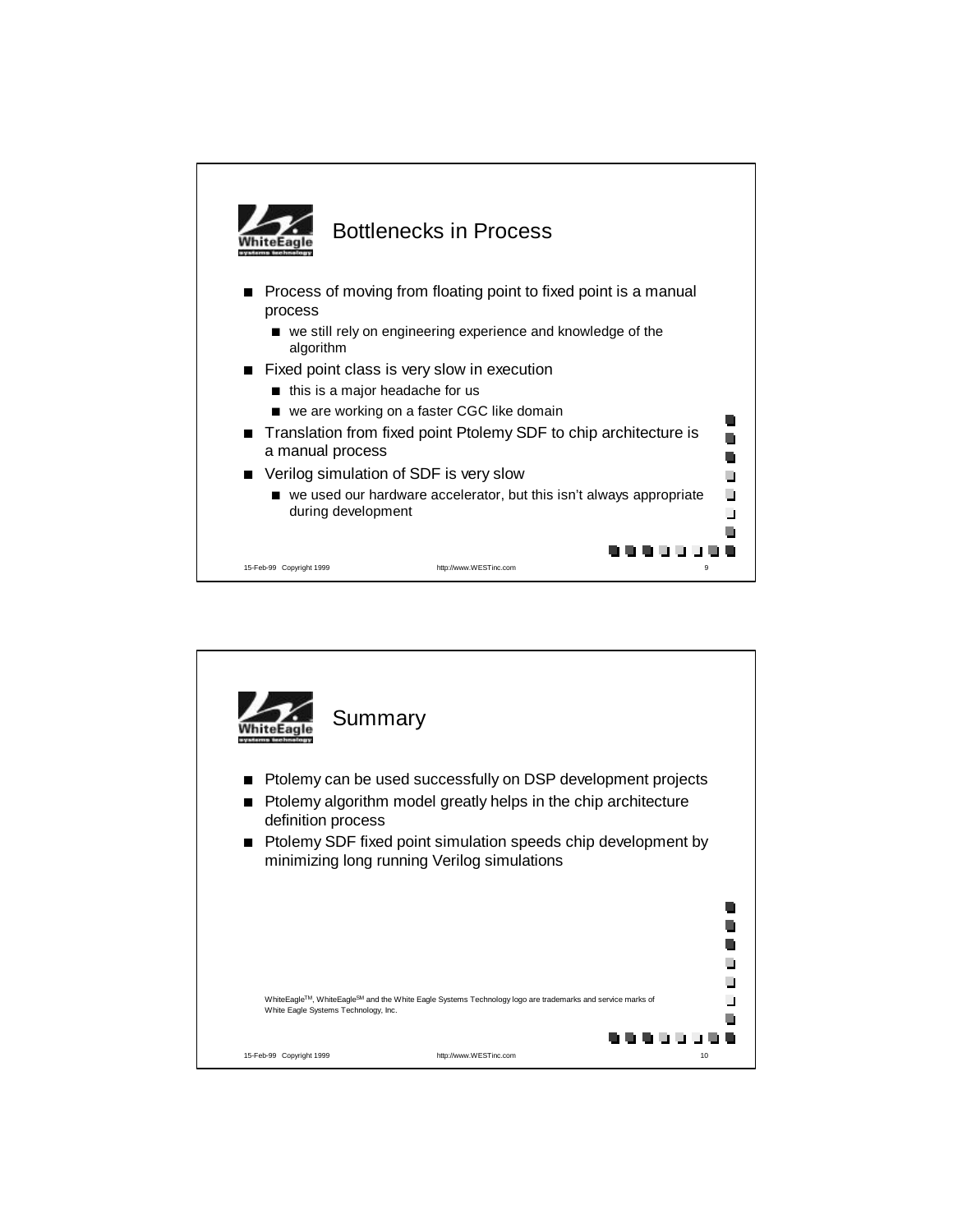## Bottlenecks in Process

- Process of moving from floating point to fixed point is a manual process
  - we still rely on engineering experience and knowledge of the algorithm
- Fixed point class is very slow in execution
  - this is a major headache for us
  - we are working on a faster CGC like domain
- Translation from fixed point Ptolemy SDF to chip architecture is a manual process
- Verilog simulation of SDF is very slow
  - we used our hardware accelerator, but this isn't always appropriate during development

## Summary

- Ptolemy can be used successfully on DSP development projects
- Ptolemy algorithm model greatly helps in the chip architecture definition process
- Ptolemy SDF fixed point simulation speeds chip development by minimizing long running Verilog simulations

WhiteEagle[TM], WhiteEagle[SM] and the White Eagle Systems Technology logo are trademarks and service marks of White Eagle Systems Technology, Inc.